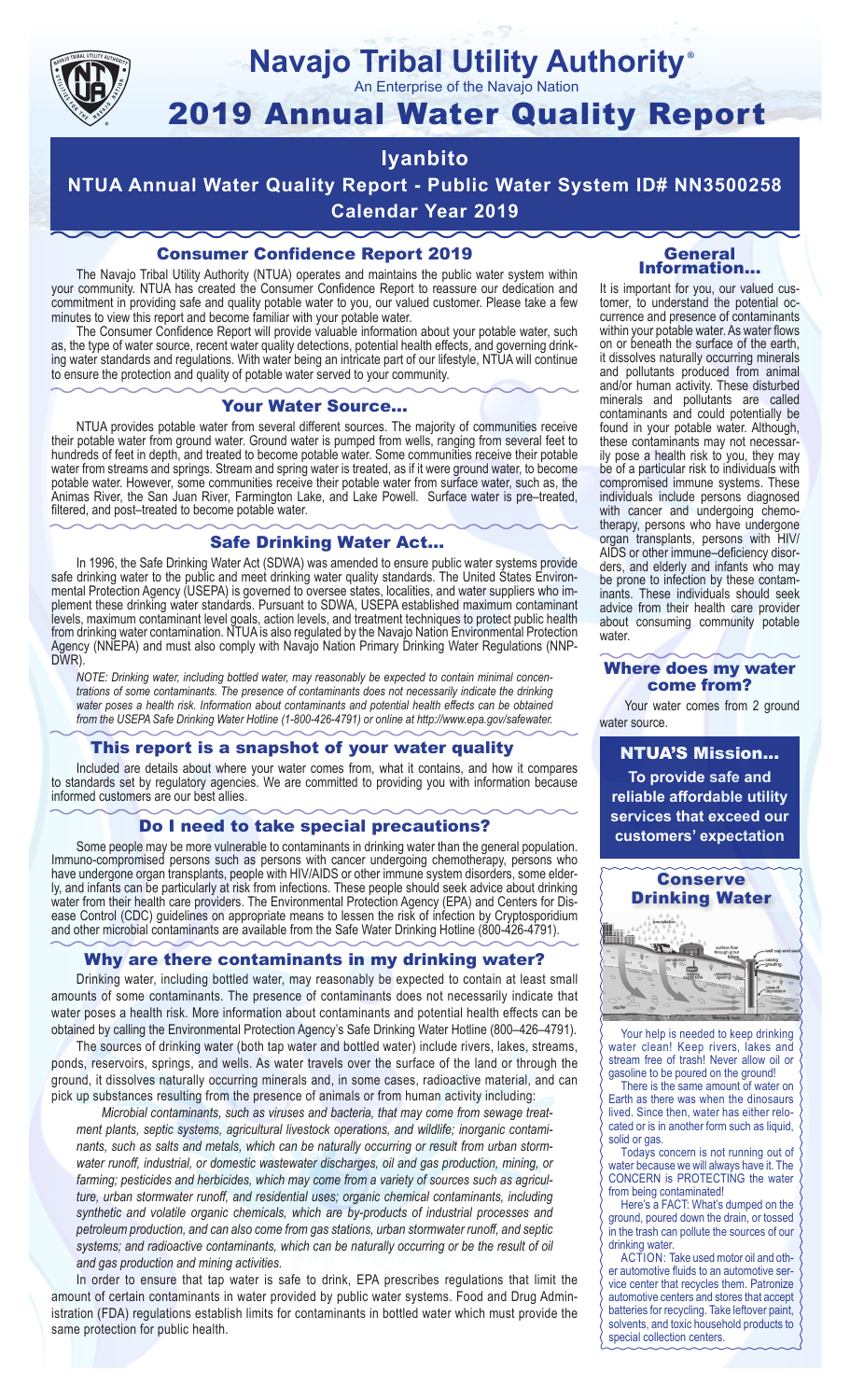# Navajo Tribal Utility Authority®

An Enterprise of the Navajo Nation

# 2019 Annual Water Quality Report

## Iyanbito

## NTUA Annual Water Quality Report - Public Water System ID# NN3500258

## Calendar Year 2019

### Consumer Confidence Report 2019

The Navajo Tribal Utility Authority (NTUA) operates and maintains the public water system within your community. NTUA has created the Consumer Confidence Report to reassure our dedication and commitment in providing safe and quality potable water to you, our valued customer. Please take a few minutes to view this report and become familiar with your potable water.

The Consumer Confidence Report will provide valuable information about your potable water, such as, the type of water source, recent water quality detections, potential health effects, and governing drinking water standards and regulations. With water being an intricate part of our lifestyle, NTUA will continue to ensure the protection and quality of potable water served to your community.

### Your Water Source…

NTUA provides potable water from several different sources. The majority of communities receive their potable water from ground water. Ground water is pumped from wells, ranging from several feet to hundreds of feet in depth, and treated to become potable water. Some communities receive their potable water from streams and springs. Stream and spring water is treated, as if it were ground water, to become potable water. However, some communities receive their potable water from surface water, such as, the Animas River, the San Juan River, Farmington Lake, and Lake Powell. Surface water is pre–treated, filtered, and post–treated to become potable water.

### Safe Drinking Water Act…

In 1996, the Safe Drinking Water Act (SDWA) was amended to ensure public water systems provide safe drinking water to the public and meet drinking water quality standards. The United States Environmental Protection Agency (USEPA) is governed to oversee states, localities, and water suppliers who implement these drinking water standards. Pursuant to SDWA, USEPA established maximum contaminant levels, maximum contaminant level goals, action levels, and treatment techniques to protect public health from drinking water contamination. NTUA is also regulated by the Navajo Nation Environmental Protection Agency (NNEPA) and must also comply with Navajo Nation Primary Drinking Water Regulations (NNPDWR).

*NOTE: Drinking water, including bottled water, may reasonably be expected to contain minimal concentrations of some contaminants. The presence of contaminants does not necessarily indicate the drinking water poses a health risk. Information about contaminants and potential health effects can be obtained from the USEPA Safe Drinking Water Hotline (1-800-426-4791) or online at http://www.epa.gov/safewater.*

### This report is a snapshot of your water quality

Included are details about where your water comes from, what it contains, and how it compares to standards set by regulatory agencies. We are committed to providing you with information because informed customers are our best allies.

### Do I need to take special precautions?

Some people may be more vulnerable to contaminants in drinking water than the general population. Immuno-compromised persons such as persons with cancer undergoing chemotherapy, persons who have undergone organ transplants, people with HIV/AIDS or other immune system disorders, some elderly, and infants can be particularly at risk from infections. These people should seek advice about drinking water from their health care providers. The Environmental Protection Agency (EPA) and Centers for Disease Control (CDC) guidelines on appropriate means to lessen the risk of infection by Cryptosporidium and other microbial contaminants are available from the Safe Water Drinking Hotline (800-426-4791).

### Why are there contaminants in my drinking water?

Drinking water, including bottled water, may reasonably be expected to contain at least small amounts of some contaminants. The presence of contaminants does not necessarily indicate that water poses a health risk. More information about contaminants and potential health effects can be obtained by calling the Environmental Protection Agency's Safe Drinking Water Hotline (800–426–4791).

The sources of drinking water (both tap water and bottled water) include rivers, lakes, streams, ponds, reservoirs, springs, and wells. As water travels over the surface of the land or through the ground, it dissolves naturally occurring minerals and, in some cases, radioactive material, and can pick up substances resulting from the presence of animals or from human activity including:

*Microbial contaminants, such as viruses and bacteria, that may come from sewage treatment plants, septic systems, agricultural livestock operations, and wildlife; inorganic contaminants, such as salts and metals, which can be naturally occurring or result from urban stormwater runoff, industrial, or domestic wastewater discharges, oil and gas production, mining, or farming; pesticides and herbicides, which may come from a variety of sources such as agriculture, urban stormwater runoff, and residential uses; organic chemical contaminants, including synthetic and volatile organic chemicals, which are by-products of industrial processes and petroleum production, and can also come from gas stations, urban stormwater runoff, and septic systems; and radioactive contaminants, which can be naturally occurring or be the result of oil and gas production and mining activities.*

In order to ensure that tap water is safe to drink, EPA prescribes regulations that limit the amount of certain contaminants in water provided by public water systems. Food and Drug Administration (FDA) regulations establish limits for contaminants in bottled water which must provide the same protection for public health.

### General Information…

It is important for you, our valued customer, to understand the potential occurrence and presence of contaminants within your potable water. As water flows on or beneath the surface of the earth, it dissolves naturally occurring minerals and pollutants produced from animal and/or human activity. These disturbed minerals and pollutants are called contaminants and could potentially be found in your potable water. Although, these contaminants may not necessarily pose a health risk to you, they may be of a particular risk to individuals with compromised immune systems. These individuals include persons diagnosed with cancer and undergoing chemo-therapy, persons who have undergone organ transplants, persons with HIV/AIDS or other immune–deficiency disorders, and elderly and infants who may be prone to infection by these contaminants. These individuals should seek advice from their health care provider about consuming community potable water.

### Where does my water come from?

Your water comes from 2 ground water source.

### NTUA'S Mission…

**To provide safe and reliable affordable utility services that exceed our customers' expectation**

### Conserve Drinking Water

Your help is needed to keep drinking water clean! Keep rivers, lakes and stream free of trash! Never allow oil or gasoline to be poured on the ground!

There is the same amount of water on Earth as there was when the dinosaurs lived. Since then, water has either relocated or is in another form such as liquid, solid or gas.

Todays concern is not running out of water because we will always have it. The CONCERN is PROTECTING the water from being contaminated!

Here's a FACT: What's dumped on the ground, poured down the drain, or tossed in the trash can pollute the sources of our drinking water.

ACTION: Take used motor oil and other automotive fluids to an automotive service center that recycles them. Patronize automotive centers and stores that accept batteries for recycling. Take leftover paint, solvents, and toxic household products to special collection centers.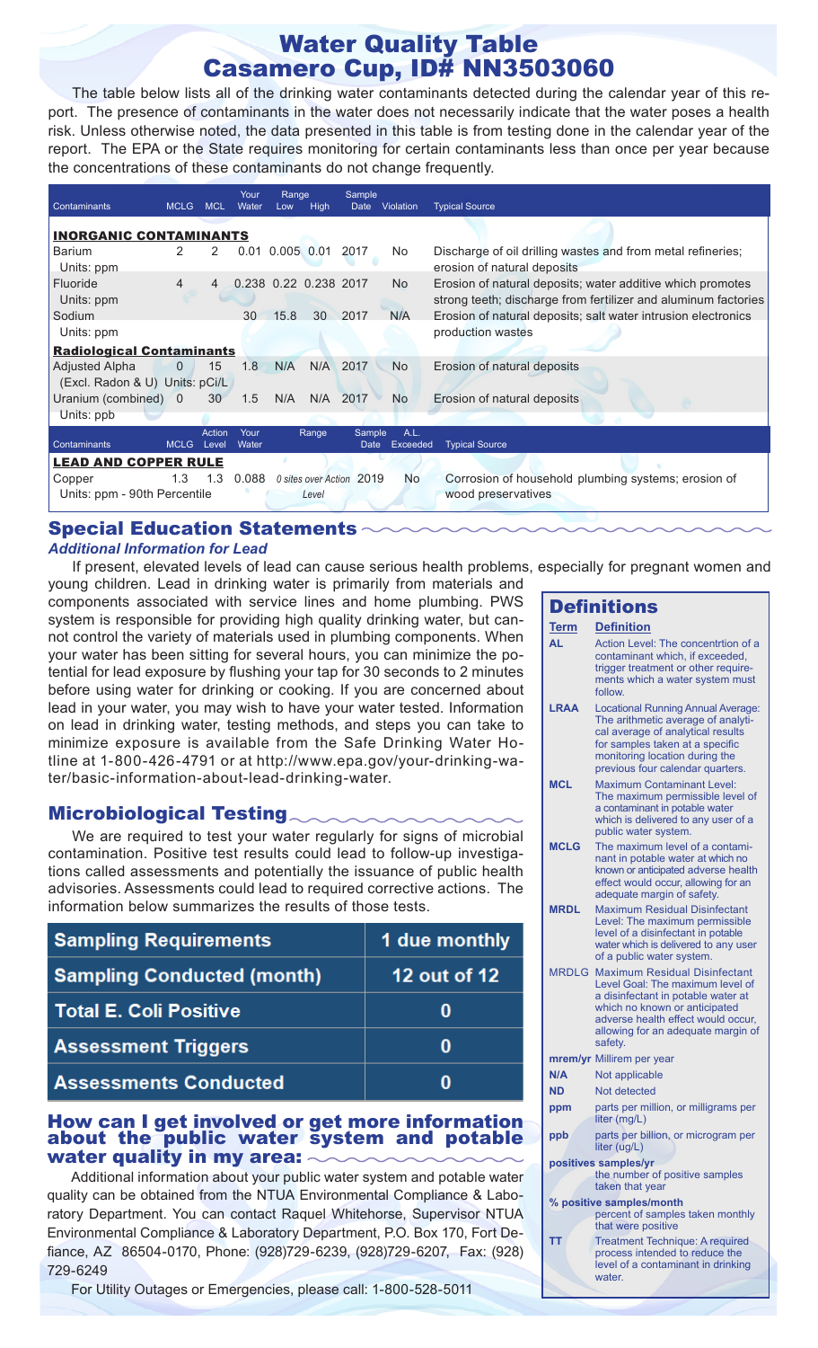# Water Quality Table
# Casamero Cup, ID# NN3503060

The table below lists all of the drinking water contaminants detected during the calendar year of this report. The presence of contaminants in the water does not necessarily indicate that the water poses a health risk. Unless otherwise noted, the data presented in this table is from testing done in the calendar year of the report. The EPA or the State requires monitoring for certain contaminants less than once per year because the concentrations of these contaminants do not change frequently.

| Contaminants | MCLG | MCL | Your Water | Range Low | Range High | Sample Date | Violation | Typical Source |
|---|---|---|---|---|---|---|---|---|
| **INORGANIC CONTAMINANTS** | | | | | | | | |
| Barium Units: ppm | 2 | 2 | 0.01 | 0.005 | 0.01 | 2017 | No | Discharge of oil drilling wastes and from metal refineries; erosion of natural deposits |
| Fluoride Units: ppm | 4 | 4 | 0.238 | 0.22 | 0.238 | 2017 | No | Erosion of natural deposits; water additive which promotes strong teeth; discharge from fertilizer and aluminum factories |
| Sodium Units: ppm | | | 30 | 15.8 | 30 | 2017 | N/A | Erosion of natural deposits; salt water intrusion electronics production wastes |
| **Radiological Contaminants** | | | | | | | | |
| Adjusted Alpha (Excl. Radon & U) Units: pCi/L | 0 | 15 | 1.8 | N/A | N/A | 2017 | No | Erosion of natural deposits |
| Uranium (combined) Units: ppb | 0 | 30 | 1.5 | N/A | N/A | 2017 | No | Erosion of natural deposits |

| Contaminants | MCLG | Action Level | Your Water | Range | Sample Date | A.L. Exceeded | Typical Source |
|---|---|---|---|---|---|---|---|
| **LEAD AND COPPER RULE** | | | | | | | |
| Copper Units: ppm - 90th Percentile | 1.3 | 1.3 | 0.088 | 0 sites over Action Level | 2019 | No | Corrosion of household plumbing systems; erosion of wood preservatives |

## Special Education Statements

### *Additional Information for Lead*

If present, elevated levels of lead can cause serious health problems, especially for pregnant women and young children. Lead in drinking water is primarily from materials and components associated with service lines and home plumbing. PWS system is responsible for providing high quality drinking water, but cannot control the variety of materials used in plumbing components. When your water has been sitting for several hours, you can minimize the potential for lead exposure by flushing your tap for 30 seconds to 2 minutes before using water for drinking or cooking. If you are concerned about lead in your water, you may wish to have your water tested. Information on lead in drinking water, testing methods, and steps you can take to minimize exposure is available from the Safe Drinking Water Hotline at 1-800-426-4791 or at http://www.epa.gov/your-drinking-water/basic-information-about-lead-drinking-water.

## Microbiological Testing

We are required to test your water regularly for signs of microbial contamination. Positive test results could lead to follow-up investigations called assessments and potentially the issuance of public health advisories. Assessments could lead to required corrective actions. The information below summarizes the results of those tests.

| | |
|---|---|
| Sampling Requirements | 1 due monthly |
| Sampling Conducted (month) | 12 out of 12 |
| Total E. Coli Positive | 0 |
| Assessment Triggers | 0 |
| Assessments Conducted | 0 |

## How can I get involved or get more information about the public water system and potable water quality in my area:

Additional information about your public water system and potable water quality can be obtained from the NTUA Environmental Compliance & Laboratory Department. You can contact Raquel Whitehorse, Supervisor NTUA Environmental Compliance & Laboratory Department, P.O. Box 170, Fort Defiance, AZ 86504-0170, Phone: (928)729-6239, (928)729-6207, Fax: (928) 729-6249

For Utility Outages or Emergencies, please call: 1-800-528-5011

## Definitions

| Term | Definition |
|---|---|
| AL | Action Level: The concentrtion of a contaminant which, if exceeded, trigger treatment or other requirements which a water system must follow. |
| LRAA | Locational Running Annual Average: The arithmetic average of analytical average of analytical results for samples taken at a specific monitoring location during the previous four calendar quarters. |
| MCL | Maximum Contaminant Level: The maximum permissible level of a contaminant in potable water which is delivered to any user of a public water system. |
| MCLG | The maximum level of a contaminant in potable water at which no known or anticipated adverse health effect would occur, allowing for an adequate margin of safety. |
| MRDL | Maximum Residual Disinfectant Level: The maximum permissible level of a disinfectant in potable water which is delivered to any user of a public water system. |
| MRDLG | Maximum Residual Disinfectant Level Goal: The maximum level of a disinfectant in potable water at which no known or anticipated adverse health effect would occur, allowing for an adequate margin of safety. |
| mrem/yr | Millirem per year |
| N/A | Not applicable |
| ND | Not detected |
| ppm | parts per million, or milligrams per liter (mg/L) |
| ppb | parts per billion, or microgram per liter (ug/L) |
| positives samples/yr | the number of positive samples taken that year |
| % positive samples/month | percent of samples taken monthly that were positive |
| TT | Treatment Technique: A required process intended to reduce the level of a contaminant in drinking water. |